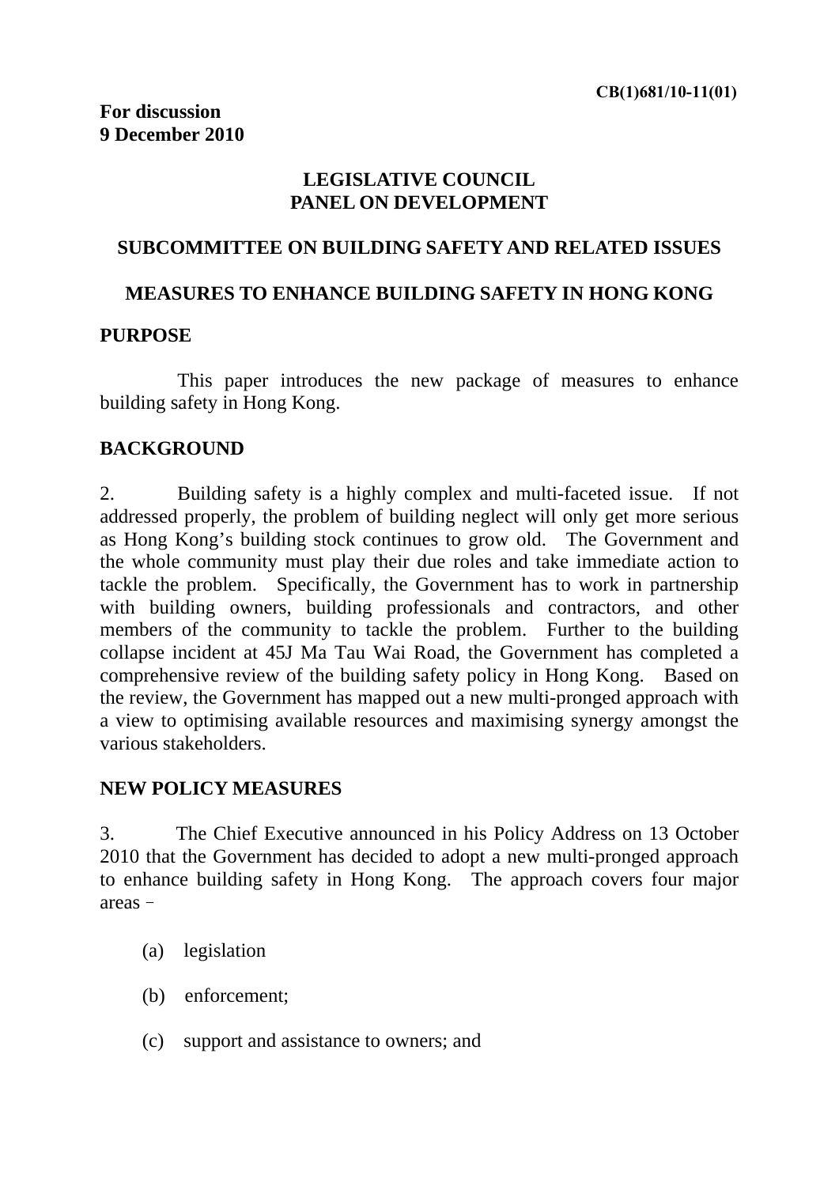CB(1)681/10-11(01)

**For discussion**
**9 December 2010**

# LEGISLATIVE COUNCIL
# PANEL ON DEVELOPMENT

## SUBCOMMITTEE ON BUILDING SAFETY AND RELATED ISSUES

## MEASURES TO ENHANCE BUILDING SAFETY IN HONG KONG

## PURPOSE

This paper introduces the new package of measures to enhance building safety in Hong Kong.

## BACKGROUND

2. Building safety is a highly complex and multi-faceted issue. If not addressed properly, the problem of building neglect will only get more serious as Hong Kong's building stock continues to grow old. The Government and the whole community must play their due roles and take immediate action to tackle the problem. Specifically, the Government has to work in partnership with building owners, building professionals and contractors, and other members of the community to tackle the problem. Further to the building collapse incident at 45J Ma Tau Wai Road, the Government has completed a comprehensive review of the building safety policy in Hong Kong. Based on the review, the Government has mapped out a new multi-pronged approach with a view to optimising available resources and maximising synergy amongst the various stakeholders.

## NEW POLICY MEASURES

3. The Chief Executive announced in his Policy Address on 13 October 2010 that the Government has decided to adopt a new multi-pronged approach to enhance building safety in Hong Kong. The approach covers four major areas –

(a) legislation

(b) enforcement;

(c) support and assistance to owners; and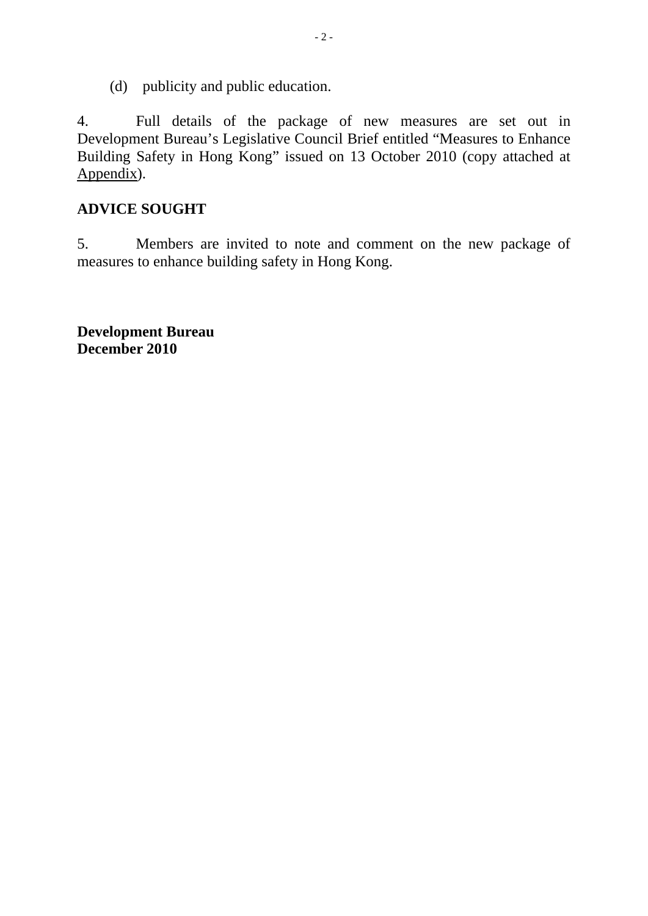(d) publicity and public education.

4. Full details of the package of new measures are set out in Development Bureau's Legislative Council Brief entitled "Measures to Enhance Building Safety in Hong Kong" issued on 13 October 2010 (copy attached at Appendix).

## ADVICE SOUGHT

5. Members are invited to note and comment on the new package of measures to enhance building safety in Hong Kong.

**Development Bureau**
**December 2010**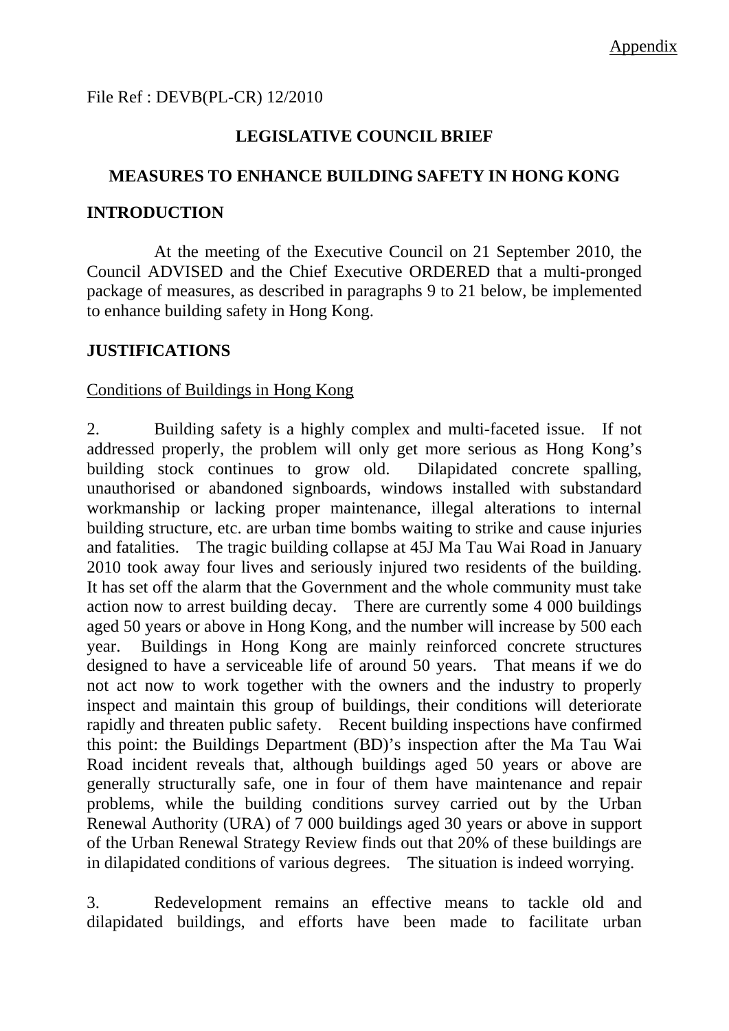Appendix

File Ref : DEVB(PL-CR) 12/2010

**LEGISLATIVE COUNCIL BRIEF**

**MEASURES TO ENHANCE BUILDING SAFETY IN HONG KONG**

## INTRODUCTION

At the meeting of the Executive Council on 21 September 2010, the Council ADVISED and the Chief Executive ORDERED that a multi-pronged package of measures, as described in paragraphs 9 to 21 below, be implemented to enhance building safety in Hong Kong.

## JUSTIFICATIONS

### Conditions of Buildings in Hong Kong

2. Building safety is a highly complex and multi-faceted issue. If not addressed properly, the problem will only get more serious as Hong Kong's building stock continues to grow old. Dilapidated concrete spalling, unauthorised or abandoned signboards, windows installed with substandard workmanship or lacking proper maintenance, illegal alterations to internal building structure, etc. are urban time bombs waiting to strike and cause injuries and fatalities. The tragic building collapse at 45J Ma Tau Wai Road in January 2010 took away four lives and seriously injured two residents of the building. It has set off the alarm that the Government and the whole community must take action now to arrest building decay. There are currently some 4 000 buildings aged 50 years or above in Hong Kong, and the number will increase by 500 each year. Buildings in Hong Kong are mainly reinforced concrete structures designed to have a serviceable life of around 50 years. That means if we do not act now to work together with the owners and the industry to properly inspect and maintain this group of buildings, their conditions will deteriorate rapidly and threaten public safety. Recent building inspections have confirmed this point: the Buildings Department (BD)'s inspection after the Ma Tau Wai Road incident reveals that, although buildings aged 50 years or above are generally structurally safe, one in four of them have maintenance and repair problems, while the building conditions survey carried out by the Urban Renewal Authority (URA) of 7 000 buildings aged 30 years or above in support of the Urban Renewal Strategy Review finds out that 20% of these buildings are in dilapidated conditions of various degrees. The situation is indeed worrying.

3. Redevelopment remains an effective means to tackle old and dilapidated buildings, and efforts have been made to facilitate urban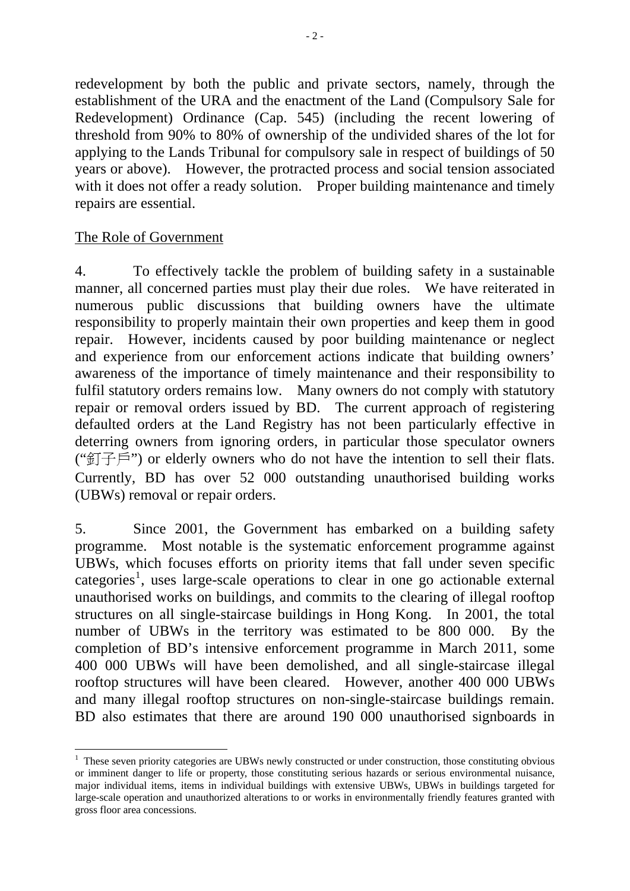redevelopment by both the public and private sectors, namely, through the establishment of the URA and the enactment of the Land (Compulsory Sale for Redevelopment) Ordinance (Cap. 545) (including the recent lowering of threshold from 90% to 80% of ownership of the undivided shares of the lot for applying to the Lands Tribunal for compulsory sale in respect of buildings of 50 years or above). However, the protracted process and social tension associated with it does not offer a ready solution. Proper building maintenance and timely repairs are essential.

## The Role of Government

4. To effectively tackle the problem of building safety in a sustainable manner, all concerned parties must play their due roles. We have reiterated in numerous public discussions that building owners have the ultimate responsibility to properly maintain their own properties and keep them in good repair. However, incidents caused by poor building maintenance or neglect and experience from our enforcement actions indicate that building owners' awareness of the importance of timely maintenance and their responsibility to fulfil statutory orders remains low. Many owners do not comply with statutory repair or removal orders issued by BD. The current approach of registering defaulted orders at the Land Registry has not been particularly effective in deterring owners from ignoring orders, in particular those speculator owners ("釘子戶") or elderly owners who do not have the intention to sell their flats. Currently, BD has over 52 000 outstanding unauthorised building works (UBWs) removal or repair orders.

5. Since 2001, the Government has embarked on a building safety programme. Most notable is the systematic enforcement programme against UBWs, which focuses efforts on priority items that fall under seven specific categories[1], uses large-scale operations to clear in one go actionable external unauthorised works on buildings, and commits to the clearing of illegal rooftop structures on all single-staircase buildings in Hong Kong. In 2001, the total number of UBWs in the territory was estimated to be 800 000. By the completion of BD's intensive enforcement programme in March 2011, some 400 000 UBWs will have been demolished, and all single-staircase illegal rooftop structures will have been cleared. However, another 400 000 UBWs and many illegal rooftop structures on non-single-staircase buildings remain. BD also estimates that there are around 190 000 unauthorised signboards in

---

[1] These seven priority categories are UBWs newly constructed or under construction, those constituting obvious or imminent danger to life or property, those constituting serious hazards or serious environmental nuisance, major individual items, items in individual buildings with extensive UBWs, UBWs in buildings targeted for large-scale operation and unauthorized alterations to or works in environmentally friendly features granted with gross floor area concessions.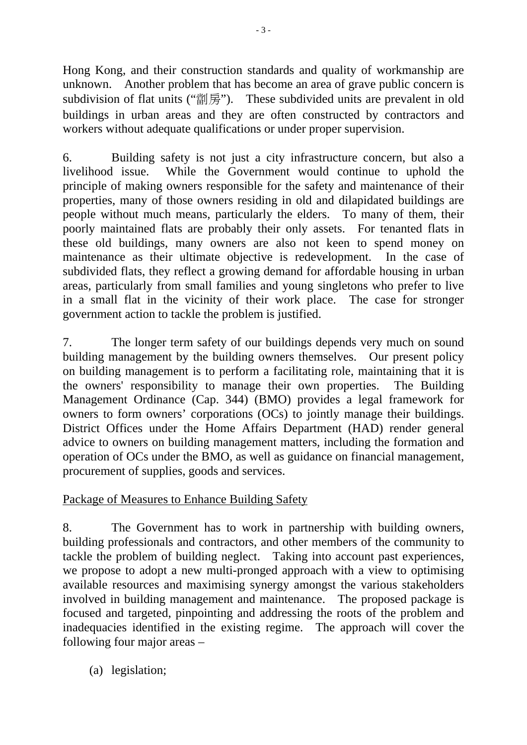Hong Kong, and their construction standards and quality of workmanship are unknown. Another problem that has become an area of grave public concern is subdivision of flat units ("劏房"). These subdivided units are prevalent in old buildings in urban areas and they are often constructed by contractors and workers without adequate qualifications or under proper supervision.

6. Building safety is not just a city infrastructure concern, but also a livelihood issue. While the Government would continue to uphold the principle of making owners responsible for the safety and maintenance of their properties, many of those owners residing in old and dilapidated buildings are people without much means, particularly the elders. To many of them, their poorly maintained flats are probably their only assets. For tenanted flats in these old buildings, many owners are also not keen to spend money on maintenance as their ultimate objective is redevelopment. In the case of subdivided flats, they reflect a growing demand for affordable housing in urban areas, particularly from small families and young singletons who prefer to live in a small flat in the vicinity of their work place. The case for stronger government action to tackle the problem is justified.

7. The longer term safety of our buildings depends very much on sound building management by the building owners themselves. Our present policy on building management is to perform a facilitating role, maintaining that it is the owners' responsibility to manage their own properties. The Building Management Ordinance (Cap. 344) (BMO) provides a legal framework for owners to form owners' corporations (OCs) to jointly manage their buildings. District Offices under the Home Affairs Department (HAD) render general advice to owners on building management matters, including the formation and operation of OCs under the BMO, as well as guidance on financial management, procurement of supplies, goods and services.

## Package of Measures to Enhance Building Safety

8. The Government has to work in partnership with building owners, building professionals and contractors, and other members of the community to tackle the problem of building neglect. Taking into account past experiences, we propose to adopt a new multi-pronged approach with a view to optimising available resources and maximising synergy amongst the various stakeholders involved in building management and maintenance. The proposed package is focused and targeted, pinpointing and addressing the roots of the problem and inadequacies identified in the existing regime. The approach will cover the following four major areas –

(a) legislation;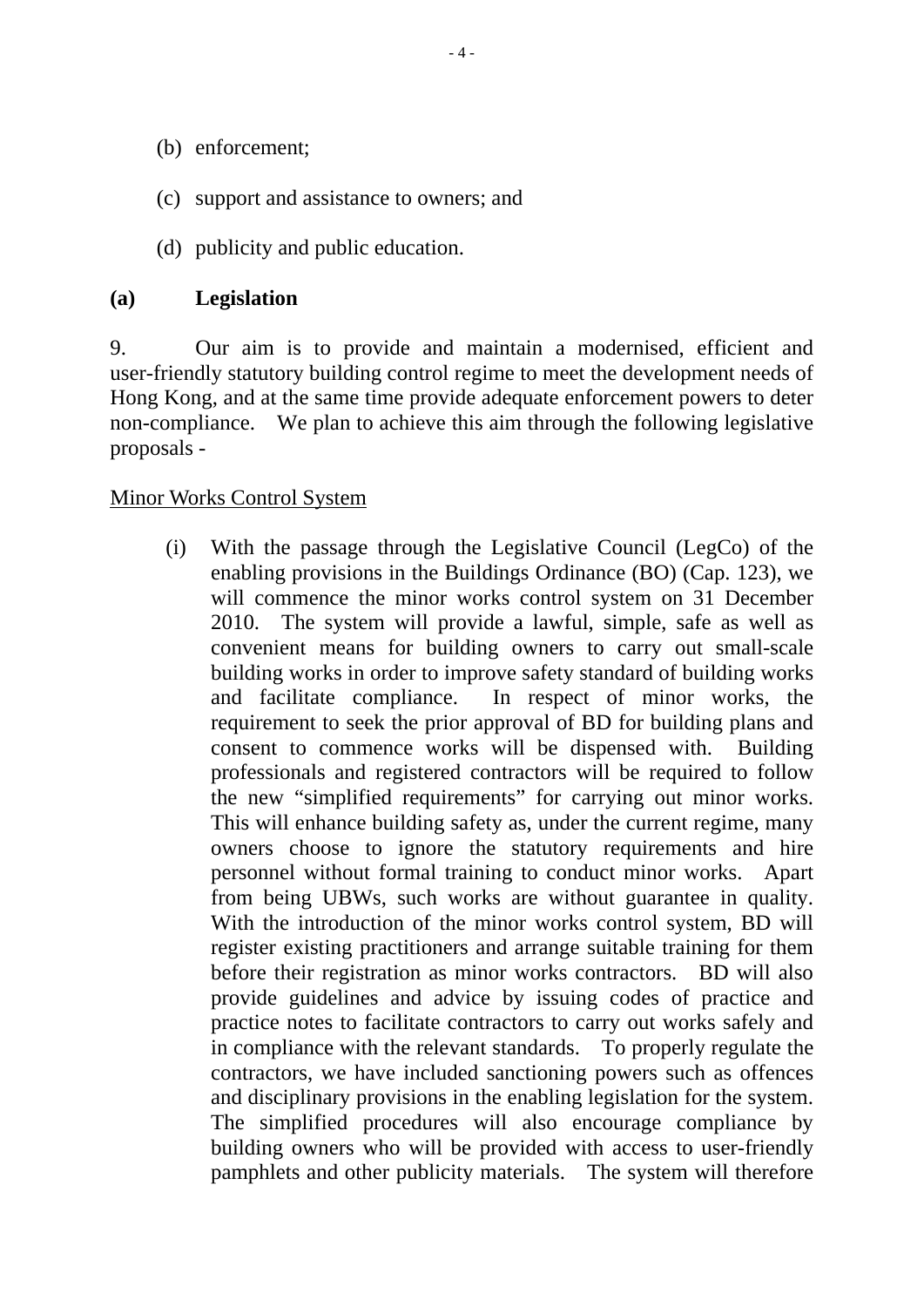(b) enforcement;

(c) support and assistance to owners; and

(d) publicity and public education.

## (a) Legislation

9. Our aim is to provide and maintain a modernised, efficient and user-friendly statutory building control regime to meet the development needs of Hong Kong, and at the same time provide adequate enforcement powers to deter non-compliance. We plan to achieve this aim through the following legislative proposals -

<u>Minor Works Control System</u>

(i) With the passage through the Legislative Council (LegCo) of the enabling provisions in the Buildings Ordinance (BO) (Cap. 123), we will commence the minor works control system on 31 December 2010. The system will provide a lawful, simple, safe as well as convenient means for building owners to carry out small-scale building works in order to improve safety standard of building works and facilitate compliance. In respect of minor works, the requirement to seek the prior approval of BD for building plans and consent to commence works will be dispensed with. Building professionals and registered contractors will be required to follow the new "simplified requirements" for carrying out minor works. This will enhance building safety as, under the current regime, many owners choose to ignore the statutory requirements and hire personnel without formal training to conduct minor works. Apart from being UBWs, such works are without guarantee in quality. With the introduction of the minor works control system, BD will register existing practitioners and arrange suitable training for them before their registration as minor works contractors. BD will also provide guidelines and advice by issuing codes of practice and practice notes to facilitate contractors to carry out works safely and in compliance with the relevant standards. To properly regulate the contractors, we have included sanctioning powers such as offences and disciplinary provisions in the enabling legislation for the system. The simplified procedures will also encourage compliance by building owners who will be provided with access to user-friendly pamphlets and other publicity materials. The system will therefore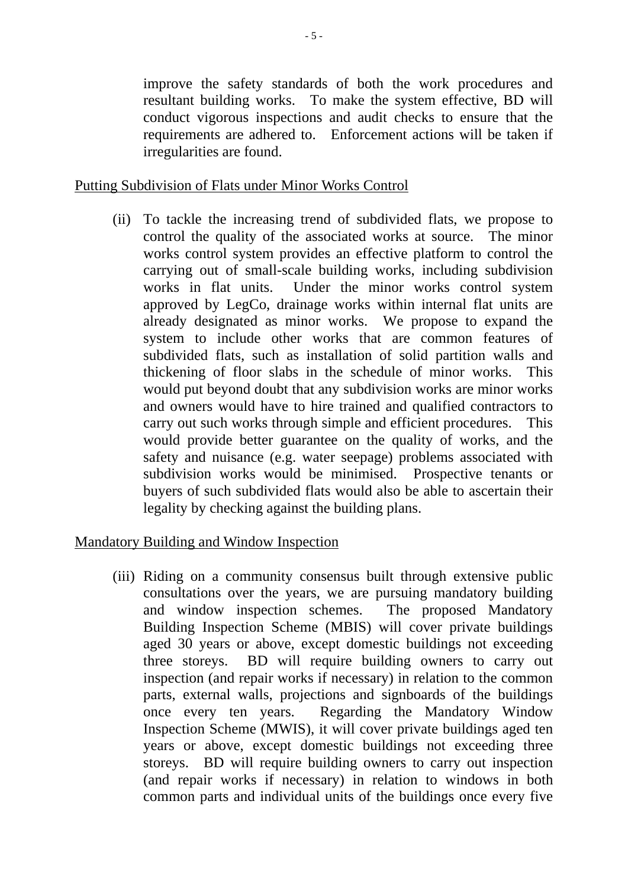improve the safety standards of both the work procedures and resultant building works. To make the system effective, BD will conduct vigorous inspections and audit checks to ensure that the requirements are adhered to. Enforcement actions will be taken if irregularities are found.

<u>Putting Subdivision of Flats under Minor Works Control</u>

(ii) To tackle the increasing trend of subdivided flats, we propose to control the quality of the associated works at source. The minor works control system provides an effective platform to control the carrying out of small-scale building works, including subdivision works in flat units. Under the minor works control system approved by LegCo, drainage works within internal flat units are already designated as minor works. We propose to expand the system to include other works that are common features of subdivided flats, such as installation of solid partition walls and thickening of floor slabs in the schedule of minor works. This would put beyond doubt that any subdivision works are minor works and owners would have to hire trained and qualified contractors to carry out such works through simple and efficient procedures. This would provide better guarantee on the quality of works, and the safety and nuisance (e.g. water seepage) problems associated with subdivision works would be minimised. Prospective tenants or buyers of such subdivided flats would also be able to ascertain their legality by checking against the building plans.

<u>Mandatory Building and Window Inspection</u>

(iii) Riding on a community consensus built through extensive public consultations over the years, we are pursuing mandatory building and window inspection schemes. The proposed Mandatory Building Inspection Scheme (MBIS) will cover private buildings aged 30 years or above, except domestic buildings not exceeding three storeys. BD will require building owners to carry out inspection (and repair works if necessary) in relation to the common parts, external walls, projections and signboards of the buildings once every ten years. Regarding the Mandatory Window Inspection Scheme (MWIS), it will cover private buildings aged ten years or above, except domestic buildings not exceeding three storeys. BD will require building owners to carry out inspection (and repair works if necessary) in relation to windows in both common parts and individual units of the buildings once every five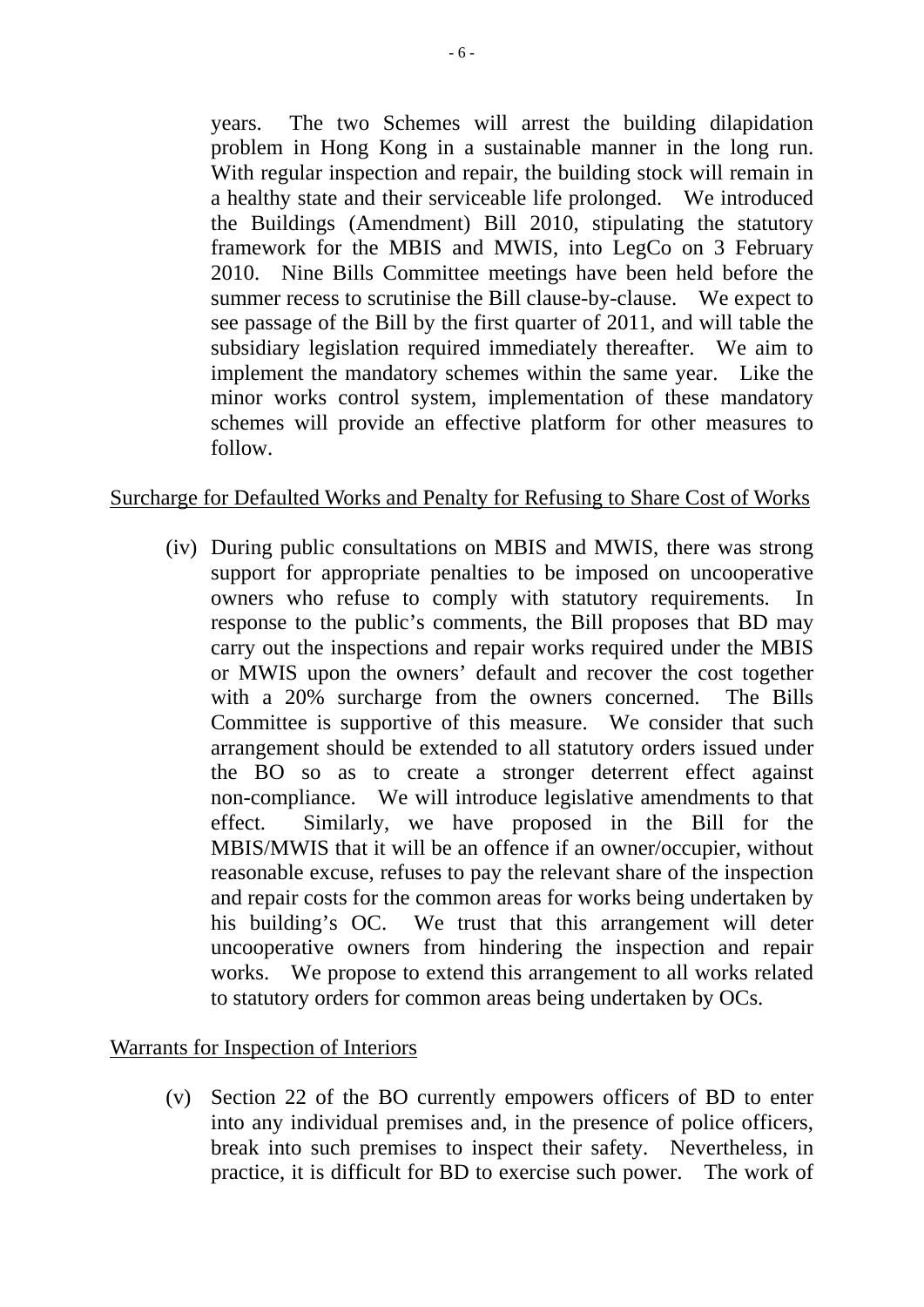years. The two Schemes will arrest the building dilapidation problem in Hong Kong in a sustainable manner in the long run. With regular inspection and repair, the building stock will remain in a healthy state and their serviceable life prolonged. We introduced the Buildings (Amendment) Bill 2010, stipulating the statutory framework for the MBIS and MWIS, into LegCo on 3 February 2010. Nine Bills Committee meetings have been held before the summer recess to scrutinise the Bill clause-by-clause. We expect to see passage of the Bill by the first quarter of 2011, and will table the subsidiary legislation required immediately thereafter. We aim to implement the mandatory schemes within the same year. Like the minor works control system, implementation of these mandatory schemes will provide an effective platform for other measures to follow.

<u>Surcharge for Defaulted Works and Penalty for Refusing to Share Cost of Works</u>

(iv) During public consultations on MBIS and MWIS, there was strong support for appropriate penalties to be imposed on uncooperative owners who refuse to comply with statutory requirements. In response to the public's comments, the Bill proposes that BD may carry out the inspections and repair works required under the MBIS or MWIS upon the owners' default and recover the cost together with a 20% surcharge from the owners concerned. The Bills Committee is supportive of this measure. We consider that such arrangement should be extended to all statutory orders issued under the BO so as to create a stronger deterrent effect against non-compliance. We will introduce legislative amendments to that effect. Similarly, we have proposed in the Bill for the MBIS/MWIS that it will be an offence if an owner/occupier, without reasonable excuse, refuses to pay the relevant share of the inspection and repair costs for the common areas for works being undertaken by his building's OC. We trust that this arrangement will deter uncooperative owners from hindering the inspection and repair works. We propose to extend this arrangement to all works related to statutory orders for common areas being undertaken by OCs.

<u>Warrants for Inspection of Interiors</u>

(v) Section 22 of the BO currently empowers officers of BD to enter into any individual premises and, in the presence of police officers, break into such premises to inspect their safety. Nevertheless, in practice, it is difficult for BD to exercise such power. The work of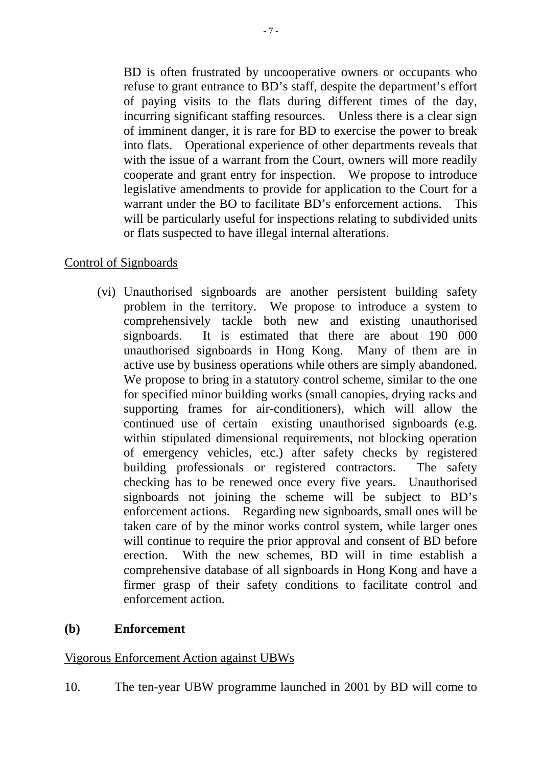BD is often frustrated by uncooperative owners or occupants who refuse to grant entrance to BD's staff, despite the department's effort of paying visits to the flats during different times of the day, incurring significant staffing resources. Unless there is a clear sign of imminent danger, it is rare for BD to exercise the power to break into flats. Operational experience of other departments reveals that with the issue of a warrant from the Court, owners will more readily cooperate and grant entry for inspection. We propose to introduce legislative amendments to provide for application to the Court for a warrant under the BO to facilitate BD's enforcement actions. This will be particularly useful for inspections relating to subdivided units or flats suspected to have illegal internal alterations.

Control of Signboards

(vi) Unauthorised signboards are another persistent building safety problem in the territory. We propose to introduce a system to comprehensively tackle both new and existing unauthorised signboards. It is estimated that there are about 190 000 unauthorised signboards in Hong Kong. Many of them are in active use by business operations while others are simply abandoned. We propose to bring in a statutory control scheme, similar to the one for specified minor building works (small canopies, drying racks and supporting frames for air-conditioners), which will allow the continued use of certain existing unauthorised signboards (e.g. within stipulated dimensional requirements, not blocking operation of emergency vehicles, etc.) after safety checks by registered building professionals or registered contractors. The safety checking has to be renewed once every five years. Unauthorised signboards not joining the scheme will be subject to BD's enforcement actions. Regarding new signboards, small ones will be taken care of by the minor works control system, while larger ones will continue to require the prior approval and consent of BD before erection. With the new schemes, BD will in time establish a comprehensive database of all signboards in Hong Kong and have a firmer grasp of their safety conditions to facilitate control and enforcement action.

**(b) Enforcement**

Vigorous Enforcement Action against UBWs

10. The ten-year UBW programme launched in 2001 by BD will come to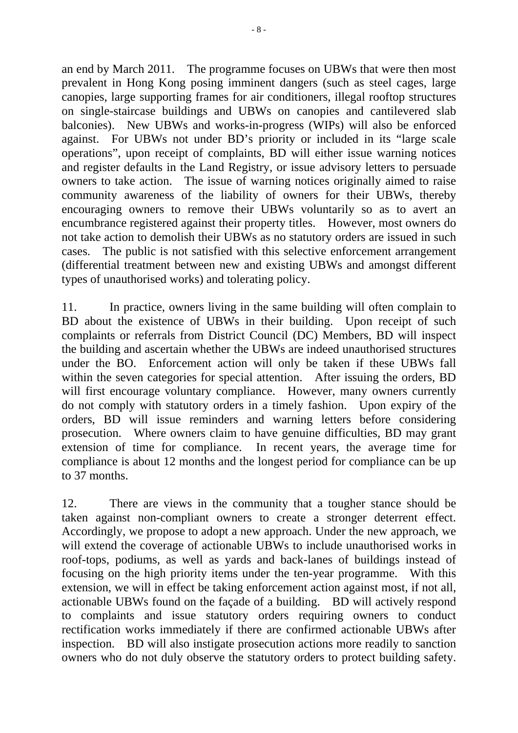an end by March 2011. The programme focuses on UBWs that were then most prevalent in Hong Kong posing imminent dangers (such as steel cages, large canopies, large supporting frames for air conditioners, illegal rooftop structures on single-staircase buildings and UBWs on canopies and cantilevered slab balconies). New UBWs and works-in-progress (WIPs) will also be enforced against. For UBWs not under BD's priority or included in its "large scale operations", upon receipt of complaints, BD will either issue warning notices and register defaults in the Land Registry, or issue advisory letters to persuade owners to take action. The issue of warning notices originally aimed to raise community awareness of the liability of owners for their UBWs, thereby encouraging owners to remove their UBWs voluntarily so as to avert an encumbrance registered against their property titles. However, most owners do not take action to demolish their UBWs as no statutory orders are issued in such cases. The public is not satisfied with this selective enforcement arrangement (differential treatment between new and existing UBWs and amongst different types of unauthorised works) and tolerating policy.

11. In practice, owners living in the same building will often complain to BD about the existence of UBWs in their building. Upon receipt of such complaints or referrals from District Council (DC) Members, BD will inspect the building and ascertain whether the UBWs are indeed unauthorised structures under the BO. Enforcement action will only be taken if these UBWs fall within the seven categories for special attention. After issuing the orders, BD will first encourage voluntary compliance. However, many owners currently do not comply with statutory orders in a timely fashion. Upon expiry of the orders, BD will issue reminders and warning letters before considering prosecution. Where owners claim to have genuine difficulties, BD may grant extension of time for compliance. In recent years, the average time for compliance is about 12 months and the longest period for compliance can be up to 37 months.

12. There are views in the community that a tougher stance should be taken against non-compliant owners to create a stronger deterrent effect. Accordingly, we propose to adopt a new approach. Under the new approach, we will extend the coverage of actionable UBWs to include unauthorised works in roof-tops, podiums, as well as yards and back-lanes of buildings instead of focusing on the high priority items under the ten-year programme. With this extension, we will in effect be taking enforcement action against most, if not all, actionable UBWs found on the façade of a building. BD will actively respond to complaints and issue statutory orders requiring owners to conduct rectification works immediately if there are confirmed actionable UBWs after inspection. BD will also instigate prosecution actions more readily to sanction owners who do not duly observe the statutory orders to protect building safety.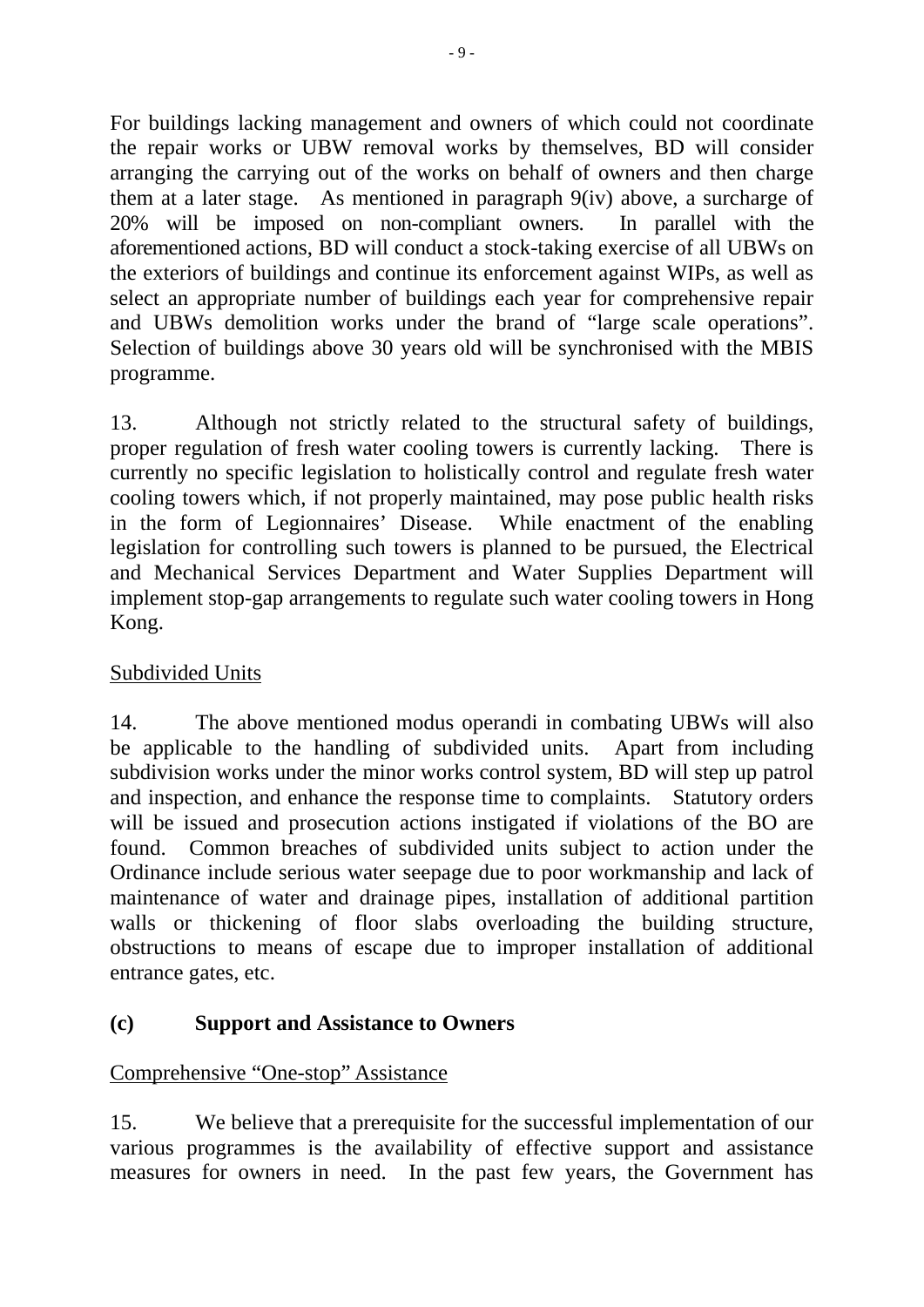For buildings lacking management and owners of which could not coordinate the repair works or UBW removal works by themselves, BD will consider arranging the carrying out of the works on behalf of owners and then charge them at a later stage. As mentioned in paragraph 9(iv) above, a surcharge of 20% will be imposed on non-compliant owners. In parallel with the aforementioned actions, BD will conduct a stock-taking exercise of all UBWs on the exteriors of buildings and continue its enforcement against WIPs, as well as select an appropriate number of buildings each year for comprehensive repair and UBWs demolition works under the brand of "large scale operations". Selection of buildings above 30 years old will be synchronised with the MBIS programme.

13. Although not strictly related to the structural safety of buildings, proper regulation of fresh water cooling towers is currently lacking. There is currently no specific legislation to holistically control and regulate fresh water cooling towers which, if not properly maintained, may pose public health risks in the form of Legionnaires' Disease. While enactment of the enabling legislation for controlling such towers is planned to be pursued, the Electrical and Mechanical Services Department and Water Supplies Department will implement stop-gap arrangements to regulate such water cooling towers in Hong Kong.

Subdivided Units

14. The above mentioned modus operandi in combating UBWs will also be applicable to the handling of subdivided units. Apart from including subdivision works under the minor works control system, BD will step up patrol and inspection, and enhance the response time to complaints. Statutory orders will be issued and prosecution actions instigated if violations of the BO are found. Common breaches of subdivided units subject to action under the Ordinance include serious water seepage due to poor workmanship and lack of maintenance of water and drainage pipes, installation of additional partition walls or thickening of floor slabs overloading the building structure, obstructions to means of escape due to improper installation of additional entrance gates, etc.

## (c) Support and Assistance to Owners

Comprehensive "One-stop" Assistance

15. We believe that a prerequisite for the successful implementation of our various programmes is the availability of effective support and assistance measures for owners in need. In the past few years, the Government has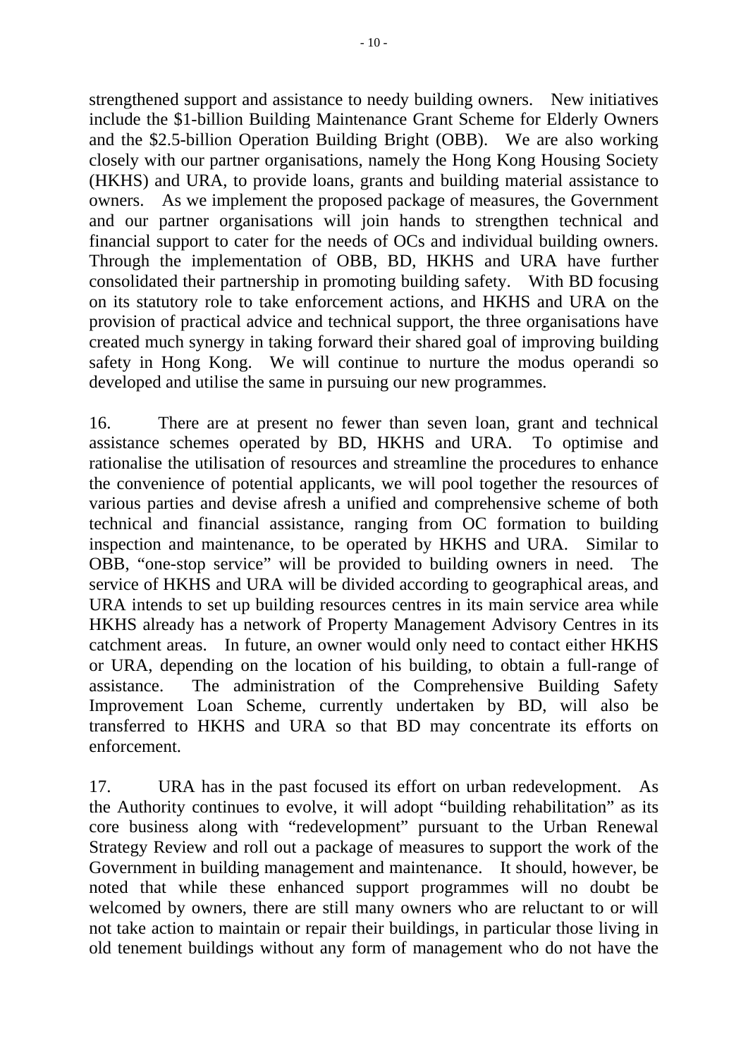strengthened support and assistance to needy building owners. New initiatives include the $1-billion Building Maintenance Grant Scheme for Elderly Owners and the $2.5-billion Operation Building Bright (OBB). We are also working closely with our partner organisations, namely the Hong Kong Housing Society (HKHS) and URA, to provide loans, grants and building material assistance to owners. As we implement the proposed package of measures, the Government and our partner organisations will join hands to strengthen technical and financial support to cater for the needs of OCs and individual building owners. Through the implementation of OBB, BD, HKHS and URA have further consolidated their partnership in promoting building safety. With BD focusing on its statutory role to take enforcement actions, and HKHS and URA on the provision of practical advice and technical support, the three organisations have created much synergy in taking forward their shared goal of improving building safety in Hong Kong. We will continue to nurture the modus operandi so developed and utilise the same in pursuing our new programmes.

16. There are at present no fewer than seven loan, grant and technical assistance schemes operated by BD, HKHS and URA. To optimise and rationalise the utilisation of resources and streamline the procedures to enhance the convenience of potential applicants, we will pool together the resources of various parties and devise afresh a unified and comprehensive scheme of both technical and financial assistance, ranging from OC formation to building inspection and maintenance, to be operated by HKHS and URA. Similar to OBB, "one-stop service" will be provided to building owners in need. The service of HKHS and URA will be divided according to geographical areas, and URA intends to set up building resources centres in its main service area while HKHS already has a network of Property Management Advisory Centres in its catchment areas. In future, an owner would only need to contact either HKHS or URA, depending on the location of his building, to obtain a full-range of assistance. The administration of the Comprehensive Building Safety Improvement Loan Scheme, currently undertaken by BD, will also be transferred to HKHS and URA so that BD may concentrate its efforts on enforcement.

17. URA has in the past focused its effort on urban redevelopment. As the Authority continues to evolve, it will adopt "building rehabilitation" as its core business along with "redevelopment" pursuant to the Urban Renewal Strategy Review and roll out a package of measures to support the work of the Government in building management and maintenance. It should, however, be noted that while these enhanced support programmes will no doubt be welcomed by owners, there are still many owners who are reluctant to or will not take action to maintain or repair their buildings, in particular those living in old tenement buildings without any form of management who do not have the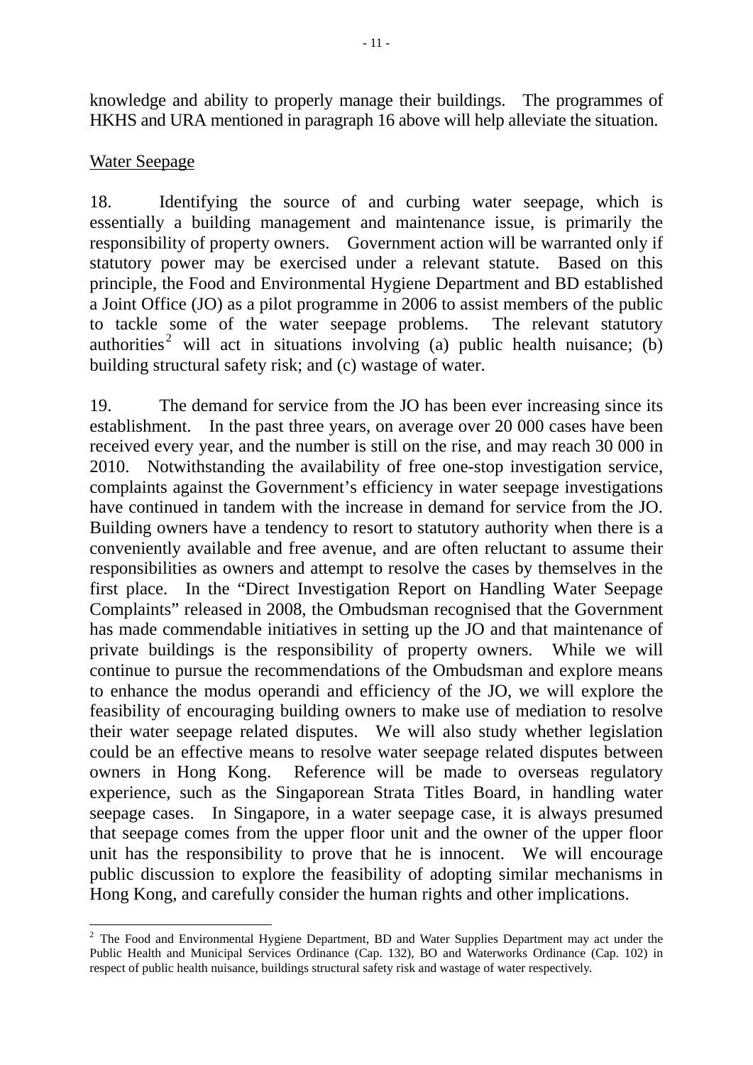knowledge and ability to properly manage their buildings. The programmes of HKHS and URA mentioned in paragraph 16 above will help alleviate the situation.

Water Seepage

18. Identifying the source of and curbing water seepage, which is essentially a building management and maintenance issue, is primarily the responsibility of property owners. Government action will be warranted only if statutory power may be exercised under a relevant statute. Based on this principle, the Food and Environmental Hygiene Department and BD established a Joint Office (JO) as a pilot programme in 2006 to assist members of the public to tackle some of the water seepage problems. The relevant statutory authorities[2] will act in situations involving (a) public health nuisance; (b) building structural safety risk; and (c) wastage of water.

19. The demand for service from the JO has been ever increasing since its establishment. In the past three years, on average over 20 000 cases have been received every year, and the number is still on the rise, and may reach 30 000 in 2010. Notwithstanding the availability of free one-stop investigation service, complaints against the Government's efficiency in water seepage investigations have continued in tandem with the increase in demand for service from the JO. Building owners have a tendency to resort to statutory authority when there is a conveniently available and free avenue, and are often reluctant to assume their responsibilities as owners and attempt to resolve the cases by themselves in the first place. In the "Direct Investigation Report on Handling Water Seepage Complaints" released in 2008, the Ombudsman recognised that the Government has made commendable initiatives in setting up the JO and that maintenance of private buildings is the responsibility of property owners. While we will continue to pursue the recommendations of the Ombudsman and explore means to enhance the modus operandi and efficiency of the JO, we will explore the feasibility of encouraging building owners to make use of mediation to resolve their water seepage related disputes. We will also study whether legislation could be an effective means to resolve water seepage related disputes between owners in Hong Kong. Reference will be made to overseas regulatory experience, such as the Singaporean Strata Titles Board, in handling water seepage cases. In Singapore, in a water seepage case, it is always presumed that seepage comes from the upper floor unit and the owner of the upper floor unit has the responsibility to prove that he is innocent. We will encourage public discussion to explore the feasibility of adopting similar mechanisms in Hong Kong, and carefully consider the human rights and other implications.

---

[2] The Food and Environmental Hygiene Department, BD and Water Supplies Department may act under the Public Health and Municipal Services Ordinance (Cap. 132), BO and Waterworks Ordinance (Cap. 102) in respect of public health nuisance, buildings structural safety risk and wastage of water respectively.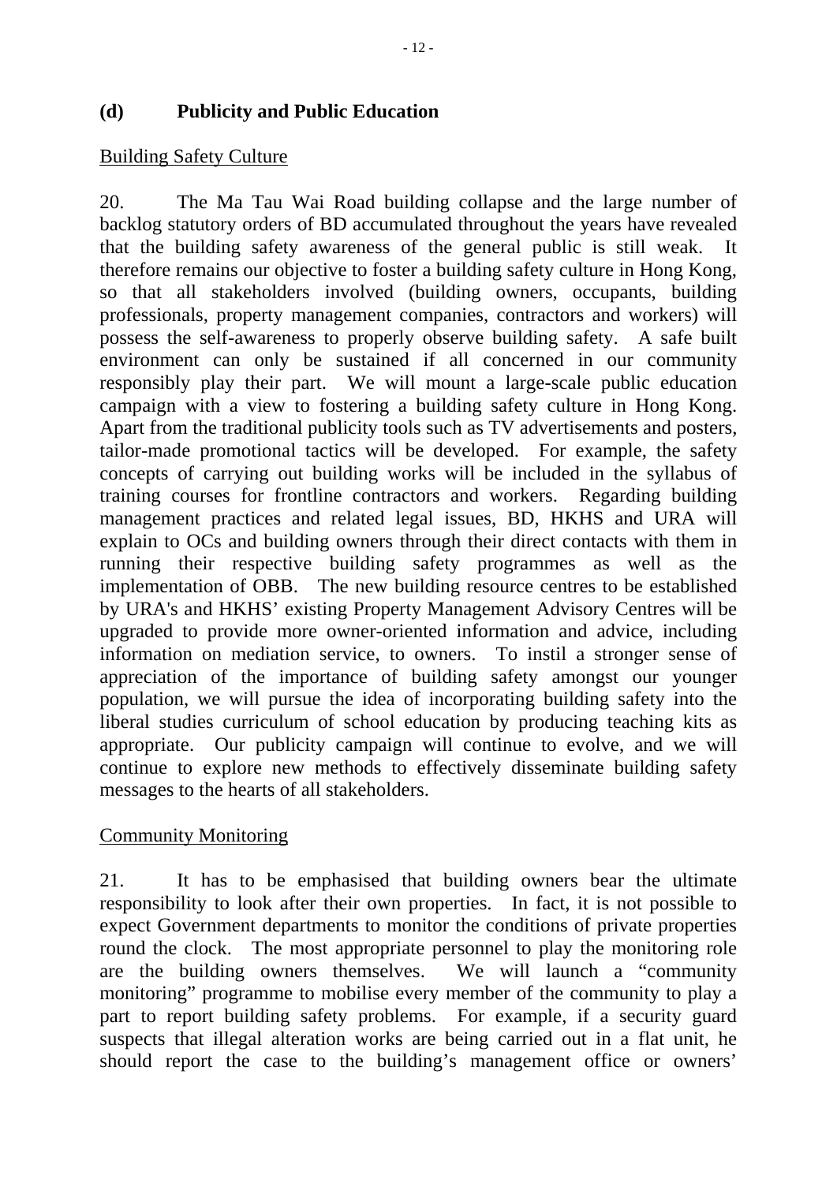## (d) Publicity and Public Education

Building Safety Culture

20. The Ma Tau Wai Road building collapse and the large number of backlog statutory orders of BD accumulated throughout the years have revealed that the building safety awareness of the general public is still weak. It therefore remains our objective to foster a building safety culture in Hong Kong, so that all stakeholders involved (building owners, occupants, building professionals, property management companies, contractors and workers) will possess the self-awareness to properly observe building safety. A safe built environment can only be sustained if all concerned in our community responsibly play their part. We will mount a large-scale public education campaign with a view to fostering a building safety culture in Hong Kong. Apart from the traditional publicity tools such as TV advertisements and posters, tailor-made promotional tactics will be developed. For example, the safety concepts of carrying out building works will be included in the syllabus of training courses for frontline contractors and workers. Regarding building management practices and related legal issues, BD, HKHS and URA will explain to OCs and building owners through their direct contacts with them in running their respective building safety programmes as well as the implementation of OBB. The new building resource centres to be established by URA's and HKHS' existing Property Management Advisory Centres will be upgraded to provide more owner-oriented information and advice, including information on mediation service, to owners. To instil a stronger sense of appreciation of the importance of building safety amongst our younger population, we will pursue the idea of incorporating building safety into the liberal studies curriculum of school education by producing teaching kits as appropriate. Our publicity campaign will continue to evolve, and we will continue to explore new methods to effectively disseminate building safety messages to the hearts of all stakeholders.

Community Monitoring

21. It has to be emphasised that building owners bear the ultimate responsibility to look after their own properties. In fact, it is not possible to expect Government departments to monitor the conditions of private properties round the clock. The most appropriate personnel to play the monitoring role are the building owners themselves. We will launch a "community monitoring" programme to mobilise every member of the community to play a part to report building safety problems. For example, if a security guard suspects that illegal alteration works are being carried out in a flat unit, he should report the case to the building's management office or owners'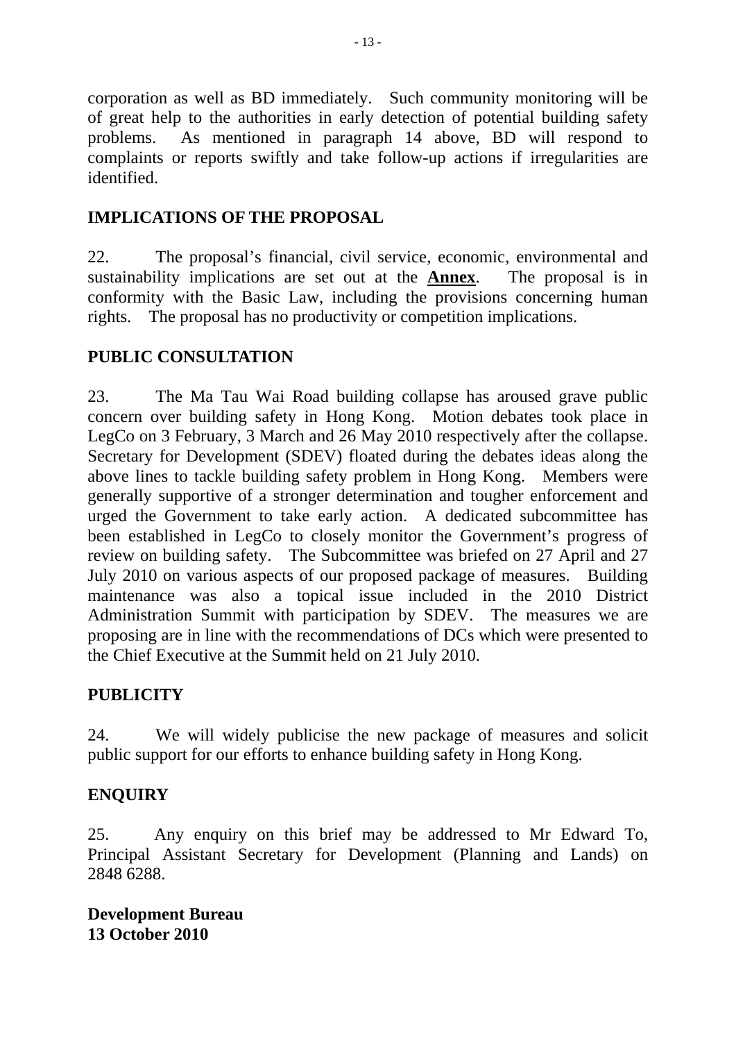corporation as well as BD immediately. Such community monitoring will be of great help to the authorities in early detection of potential building safety problems. As mentioned in paragraph 14 above, BD will respond to complaints or reports swiftly and take follow-up actions if irregularities are identified.

## IMPLICATIONS OF THE PROPOSAL

22. The proposal's financial, civil service, economic, environmental and sustainability implications are set out at the **Annex**. The proposal is in conformity with the Basic Law, including the provisions concerning human rights. The proposal has no productivity or competition implications.

## PUBLIC CONSULTATION

23. The Ma Tau Wai Road building collapse has aroused grave public concern over building safety in Hong Kong. Motion debates took place in LegCo on 3 February, 3 March and 26 May 2010 respectively after the collapse. Secretary for Development (SDEV) floated during the debates ideas along the above lines to tackle building safety problem in Hong Kong. Members were generally supportive of a stronger determination and tougher enforcement and urged the Government to take early action. A dedicated subcommittee has been established in LegCo to closely monitor the Government's progress of review on building safety. The Subcommittee was briefed on 27 April and 27 July 2010 on various aspects of our proposed package of measures. Building maintenance was also a topical issue included in the 2010 District Administration Summit with participation by SDEV. The measures we are proposing are in line with the recommendations of DCs which were presented to the Chief Executive at the Summit held on 21 July 2010.

## PUBLICITY

24. We will widely publicise the new package of measures and solicit public support for our efforts to enhance building safety in Hong Kong.

## ENQUIRY

25. Any enquiry on this brief may be addressed to Mr Edward To, Principal Assistant Secretary for Development (Planning and Lands) on 2848 6288.

**Development Bureau**
**13 October 2010**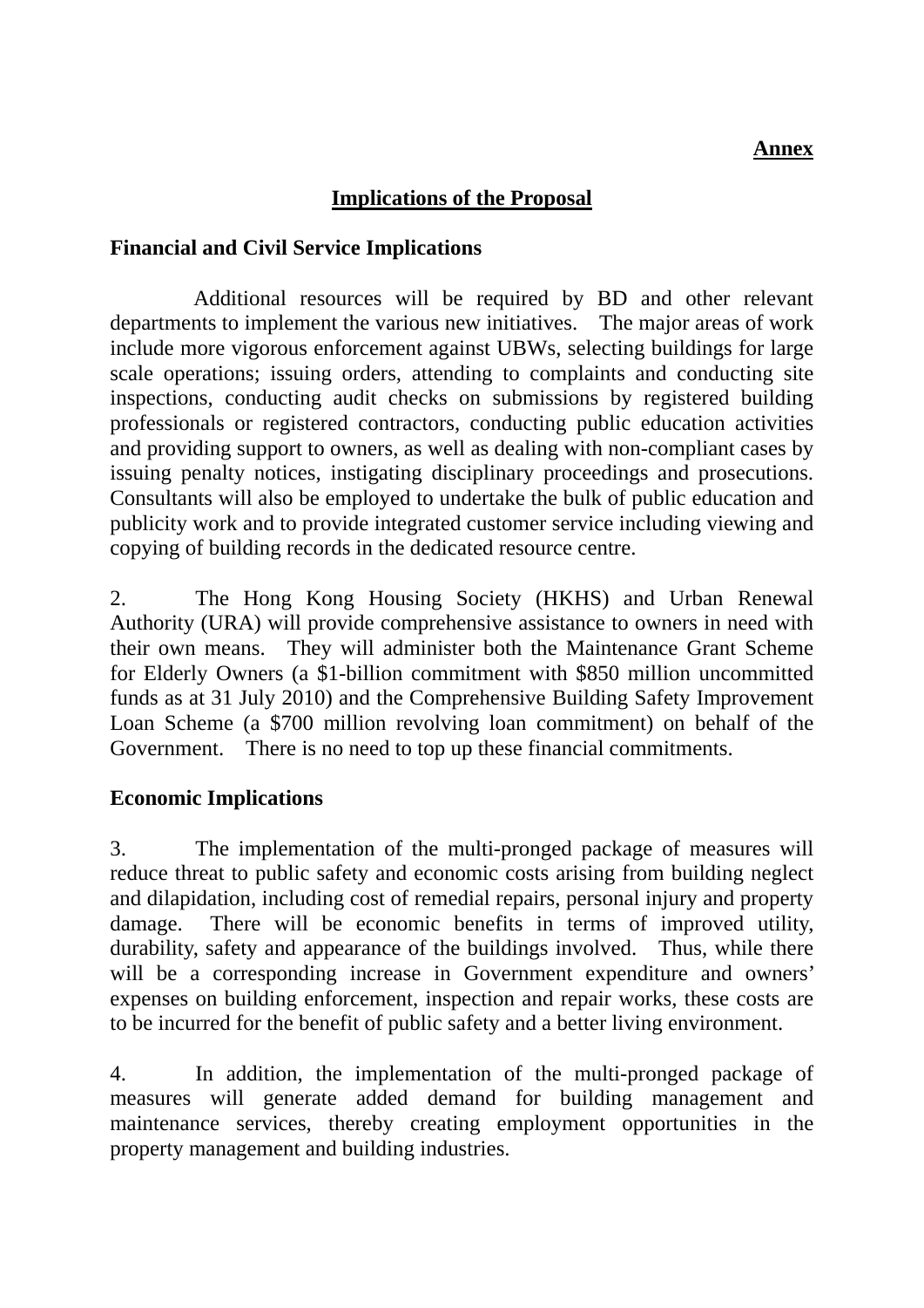**Annex**

## Implications of the Proposal

### Financial and Civil Service Implications

Additional resources will be required by BD and other relevant departments to implement the various new initiatives. The major areas of work include more vigorous enforcement against UBWs, selecting buildings for large scale operations; issuing orders, attending to complaints and conducting site inspections, conducting audit checks on submissions by registered building professionals or registered contractors, conducting public education activities and providing support to owners, as well as dealing with non-compliant cases by issuing penalty notices, instigating disciplinary proceedings and prosecutions. Consultants will also be employed to undertake the bulk of public education and publicity work and to provide integrated customer service including viewing and copying of building records in the dedicated resource centre.

2. The Hong Kong Housing Society (HKHS) and Urban Renewal Authority (URA) will provide comprehensive assistance to owners in need with their own means. They will administer both the Maintenance Grant Scheme for Elderly Owners (a $1-billion commitment with $850 million uncommitted funds as at 31 July 2010) and the Comprehensive Building Safety Improvement Loan Scheme (a $700 million revolving loan commitment) on behalf of the Government. There is no need to top up these financial commitments.

### Economic Implications

3. The implementation of the multi-pronged package of measures will reduce threat to public safety and economic costs arising from building neglect and dilapidation, including cost of remedial repairs, personal injury and property damage. There will be economic benefits in terms of improved utility, durability, safety and appearance of the buildings involved. Thus, while there will be a corresponding increase in Government expenditure and owners' expenses on building enforcement, inspection and repair works, these costs are to be incurred for the benefit of public safety and a better living environment.

4. In addition, the implementation of the multi-pronged package of measures will generate added demand for building management and maintenance services, thereby creating employment opportunities in the property management and building industries.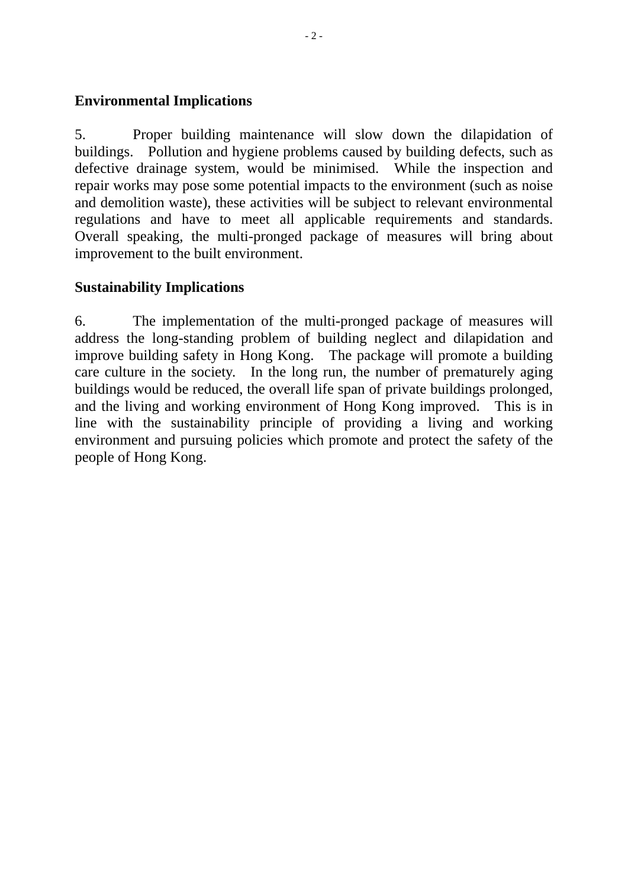**Environmental Implications**

5. Proper building maintenance will slow down the dilapidation of buildings. Pollution and hygiene problems caused by building defects, such as defective drainage system, would be minimised. While the inspection and repair works may pose some potential impacts to the environment (such as noise and demolition waste), these activities will be subject to relevant environmental regulations and have to meet all applicable requirements and standards. Overall speaking, the multi-pronged package of measures will bring about improvement to the built environment.

**Sustainability Implications**

6. The implementation of the multi-pronged package of measures will address the long-standing problem of building neglect and dilapidation and improve building safety in Hong Kong. The package will promote a building care culture in the society. In the long run, the number of prematurely aging buildings would be reduced, the overall life span of private buildings prolonged, and the living and working environment of Hong Kong improved. This is in line with the sustainability principle of providing a living and working environment and pursuing policies which promote and protect the safety of the people of Hong Kong.